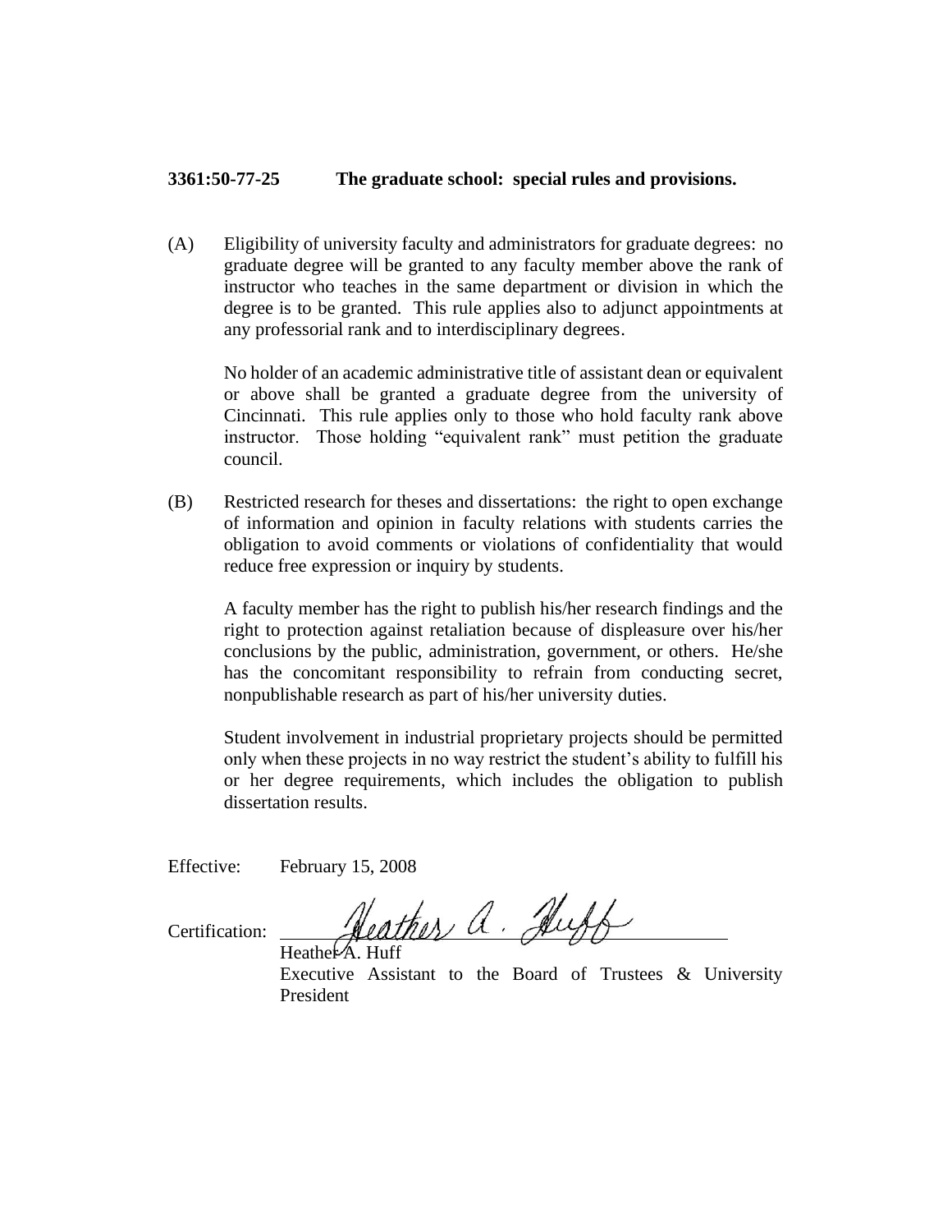**3361:50-77-25 The graduate school: special rules and provisions.**

(A) Eligibility of university faculty and administrators for graduate degrees: no graduate degree will be granted to any faculty member above the rank of instructor who teaches in the same department or division in which the degree is to be granted. This rule applies also to adjunct appointments at any professorial rank and to interdisciplinary degrees.

No holder of an academic administrative title of assistant dean or equivalent or above shall be granted a graduate degree from the university of Cincinnati. This rule applies only to those who hold faculty rank above instructor. Those holding "equivalent rank" must petition the graduate council.

(B) Restricted research for theses and dissertations: the right to open exchange of information and opinion in faculty relations with students carries the obligation to avoid comments or violations of confidentiality that would reduce free expression or inquiry by students.

A faculty member has the right to publish his/her research findings and the right to protection against retaliation because of displeasure over his/her conclusions by the public, administration, government, or others. He/she has the concomitant responsibility to refrain from conducting secret, nonpublishable research as part of his/her university duties.

Student involvement in industrial proprietary projects should be permitted only when these projects in no way restrict the student's ability to fulfill his or her degree requirements, which includes the obligation to publish dissertation results.

Effective: February 15, 2008

Certification: Heather A. Huff

Heather A. Huff
Executive Assistant to the Board of Trustees & University President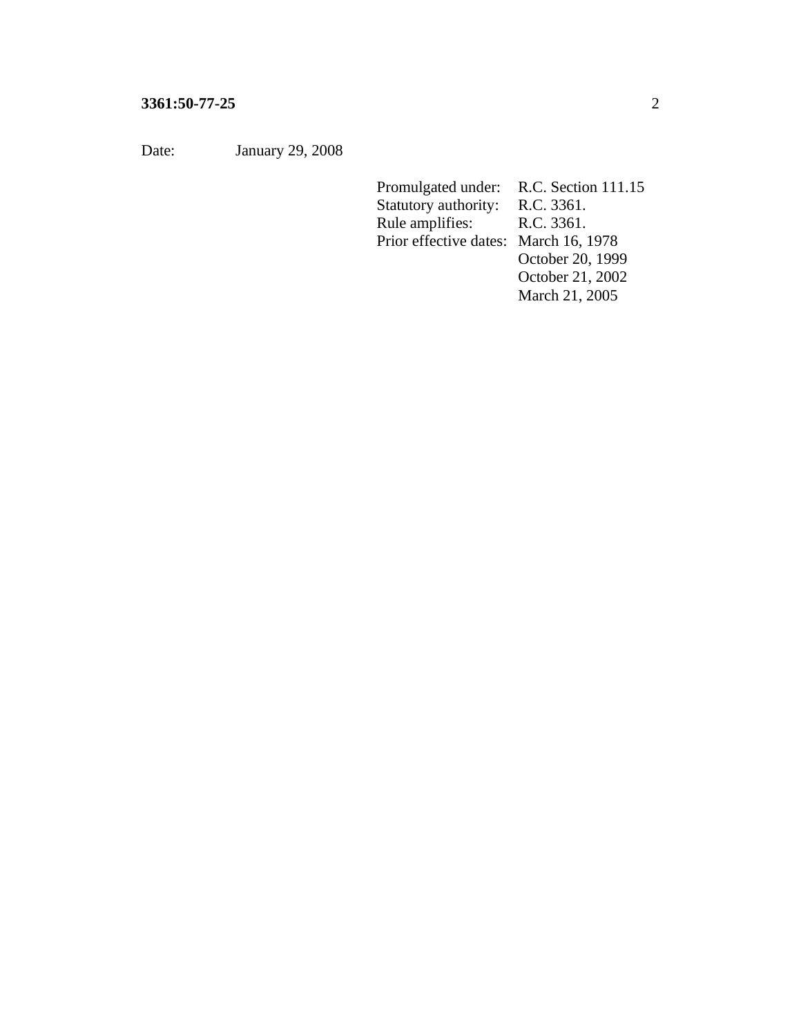Date: January 29, 2008

| | |
|---|---|
| Promulgated under: | R.C. Section 111.15 |
| Statutory authority: | R.C. 3361. |
| Rule amplifies: | R.C. 3361. |
| Prior effective dates: | March 16, 1978 |
| | October 20, 1999 |
| | October 21, 2002 |
| | March 21, 2005 |